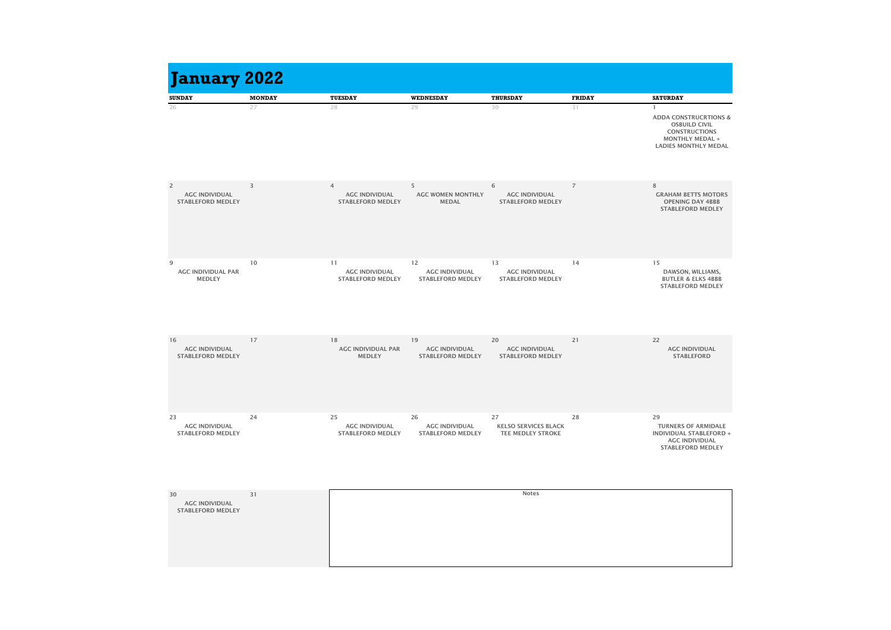# January 2022

| SUNDAY | MONDAY | TUESDAY | WEDNESDAY | THURSDAY | FRIDAY | SATURDAY |
|---|---|---|---|---|---|---|
| 26 | 27 | 28 | 29 | 30 | 31 | 1 ADDA CONSTRUCRTIONS & OSBUILD CIVIL CONSTRUCTIONS MONTHLY MEDAL + LADIES MONTHLY MEDAL |
| 2 AGC INDIVIDUAL STABLEFORD MEDLEY | 3 | 4 AGC INDIVIDUAL STABLEFORD MEDLEY | 5 AGC WOMEN MONTHLY MEDAL | 6 AGC INDIVIDUAL STABLEFORD MEDLEY | 7 | 8 GRAHAM BETTS MOTORS OPENING DAY 4BBB STABLEFORD MEDLEY |
| 9 AGC INDIVIDUAL PAR MEDLEY | 10 | 11 AGC INDIVIDUAL STABLEFORD MEDLEY | 12 AGC INDIVIDUAL STABLEFORD MEDLEY | 13 AGC INDIVIDUAL STABLEFORD MEDLEY | 14 | 15 DAWSON, WILLIAMS, BUTLER & ELKS 4BBB STABLEFORD MEDLEY |
| 16 AGC INDIVIDUAL STABLEFORD MEDLEY | 17 | 18 AGC INDIVIDUAL PAR MEDLEY | 19 AGC INDIVIDUAL STABLEFORD MEDLEY | 20 AGC INDIVIDUAL STABLEFORD MEDLEY | 21 | 22 AGC INDIVIDUAL STABLEFORD |
| 23 AGC INDIVIDUAL STABLEFORD MEDLEY | 24 | 25 AGC INDIVIDUAL STABLEFORD MEDLEY | 26 AGC INDIVIDUAL STABLEFORD MEDLEY | 27 KELSO SERVICES BLACK TEE MEDLEY STROKE | 28 | 29 TURNERS OF ARMIDALE INDIVIDUAL STABLEFORD + AGC INDIVIDUAL STABLEFORD MEDLEY |
| 30 AGC INDIVIDUAL STABLEFORD MEDLEY | 31 | Notes | | | | |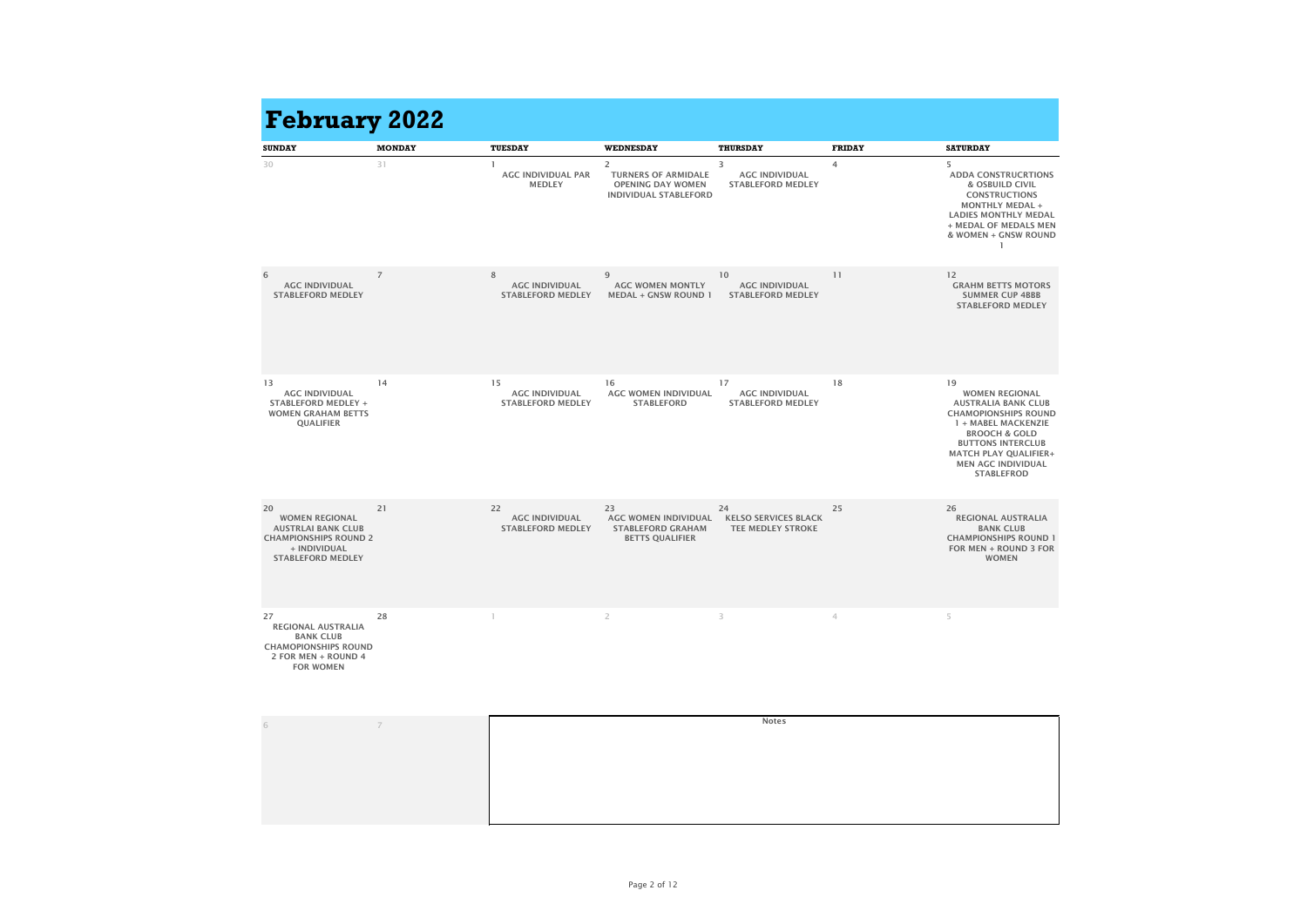# February 2022

| SUNDAY | MONDAY | TUESDAY | WEDNESDAY | THURSDAY | FRIDAY | SATURDAY |
|---|---|---|---|---|---|---|
| 30 | 31 | 1 AGC INDIVIDUAL PAR MEDLEY | 2 TURNERS OF ARMIDALE OPENING DAY WOMEN INDIVIDUAL STABLEFORD | 3 AGC INDIVIDUAL STABLEFORD MEDLEY | 4 | 5 ADDA CONSTRUCRTIONS & OSBUILD CIVIL CONSTRUCTIONS MONTHLY MEDAL + LADIES MONTHLY MEDAL + MEDAL OF MEDALS MEN & WOMEN + GNSW ROUND 1 |
| 6 AGC INDIVIDUAL STABLEFORD MEDLEY | 7 | 8 AGC INDIVIDUAL STABLEFORD MEDLEY | 9 AGC WOMEN MONTLY MEDAL + GNSW ROUND 1 | 10 AGC INDIVIDUAL STABLEFORD MEDLEY | 11 | 12 GRAHM BETTS MOTORS SUMMER CUP 4BBB STABLEFORD MEDLEY |
| 13 AGC INDIVIDUAL STABLEFORD MEDLEY + WOMEN GRAHAM BETTS QUALIFIER | 14 | 15 AGC INDIVIDUAL STABLEFORD MEDLEY | 16 AGC WOMEN INDIVIDUAL STABLEFORD | 17 AGC INDIVIDUAL STABLEFORD MEDLEY | 18 | 19 WOMEN REGIONAL AUSTRALIA BANK CLUB CHAMOPIONSHIPS ROUND 1 + MABEL MACKENZIE BROOCH & GOLD BUTTONS INTERCLUB MATCH PLAY QUALIFIER+ MEN AGC INDIVIDUAL STABLEFROD |
| 20 WOMEN REGIONAL AUSTRLAI BANK CLUB CHAMPIONSHIPS ROUND 2 + INDIVIDUAL STABLEFORD MEDLEY | 21 | 22 AGC INDIVIDUAL STABLEFORD MEDLEY | 23 AGC WOMEN INDIVIDUAL STABLEFORD GRAHAM BETTS QUALIFIER | 24 KELSO SERVICES BLACK TEE MEDLEY STROKE | 25 | 26 REGIONAL AUSTRALIA BANK CLUB CHAMPIONSHIPS ROUND 1 FOR MEN + ROUND 3 FOR WOMEN |
| 27 REGIONAL AUSTRALIA BANK CLUB CHAMOPIONSHIPS ROUND 2 FOR MEN + ROUND 4 FOR WOMEN | 28 | 1 | 2 | 3 | 4 | 5 |
| 6 | 7 | | | | | |

Notes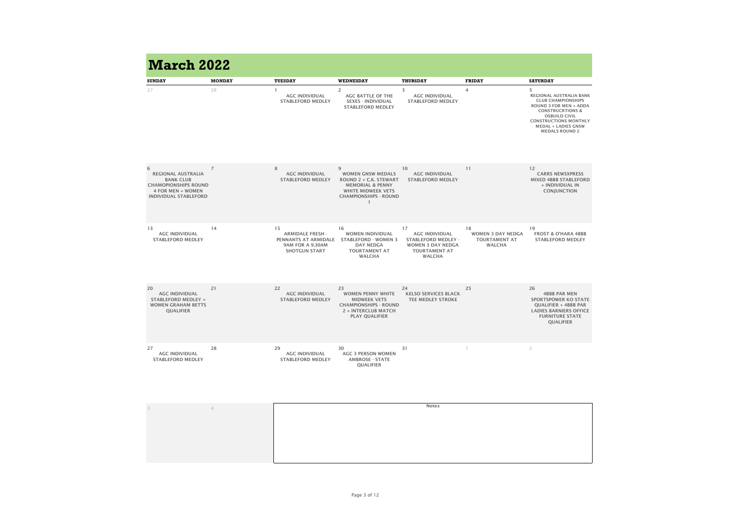# March 2022

| SUNDAY | MONDAY | TUESDAY | WEDNESDAY | THURSDAY | FRIDAY | SATURDAY |
|---|---|---|---|---|---|---|
| 27 | 28 | 1 AGC INDIVIDUAL STABLEFORD MEDLEY | 2 AGC BATTLE OF THE SEXES - INDIVIDUAL STABLEFORD MEDLEY | 3 AGC INDIVIDUAL STABLEFORD MEDLEY | 4 | 5 REGIONAL AUSTRALIA BANK CLUB CHAMPIONSHIPS ROUND 3 FOR MEN + ADDA CONSTRUCRTIONS & OSBUILD CIVIL CONSTRUCTIONS MONTHLY MEDAL + LADIES GNSW MEDALS ROUND 2 |
| 6 REGIONAL AUSTRALIA BANK CLUB CHAMOPIONSHIPS ROUND 4 FOR MEN + WOMEN INDIVIDUAL STABLEFORD | 7 | 8 AGC INDIVIDUAL STABLEFORD MEDLEY | 9 WOMEN GNSW MEDALS ROUND 2 + C.K. STEWART MEMORIAL & PENNY WHITE MIDWEEK VETS CHAMPIONSHIPS - ROUND 1 | 10 AGC INDIVIDUAL STABLEFORD MEDLEY | 11 | 12 CARRS NEWSXPRESS MIXED 4BBB STABLEFORD + INDIVIDUAL IN CONJUNCTION |
| 13 AGC INDIVIDUAL STABLEFORD MEDLEY | 14 | 15 ARMIDALE FRESH - PENNANTS AT ARMIDALE 9AM FOR A 9.30AM SHOTGUN START | 16 WOMEN INDIVIDUAL STABLEFORD - WOMEN 3 DAY NEDGA TOURTAMENT AT WALCHA | 17 AGC INDIVIDUAL STABLEFORD MEDLEY - WOMEN 3 DAY NEDGA TOURTAMENT AT WALCHA | 18 WOMEN 3 DAY NEDGA TOURTAMENT AT WALCHA | 19 FROST & O'HARA 4BBB STABLEFORD MEDLEY |
| 20 AGC INDIVIDUAL STABLEFORD MEDLEY + WOMEN GRAHAM BETTS QUALIFIER | 21 | 22 AGC INDIVIDUAL STABLEFORD MEDLEY | 23 WOMEN PENNY WHITE MIDWEEK VETS CHAMPIONSHIPS - ROUND 2 + INTERCLUB MATCH PLAY QUALIFIER | 24 KELSO SERVICES BLACK TEE MEDLEY STROKE | 25 | 26 4BBB PAR MEN SPORTSPOWER KO STATE QUALIFIER + 4BBB PAR LADIES BARNIERS OFFICE FURNITURE STATE QUALIFIER |
| 27 AGC INDIVIDUAL STABLEFORD MEDLEY | 28 | 29 AGC INDIVIDUAL STABLEFORD MEDLEY | 30 AGC 3 PERSON WOMEN AMBROSE - STATE QUALIFIER | 31 | 1 | 2 |
| 3 | 4 | | | | | |

Notes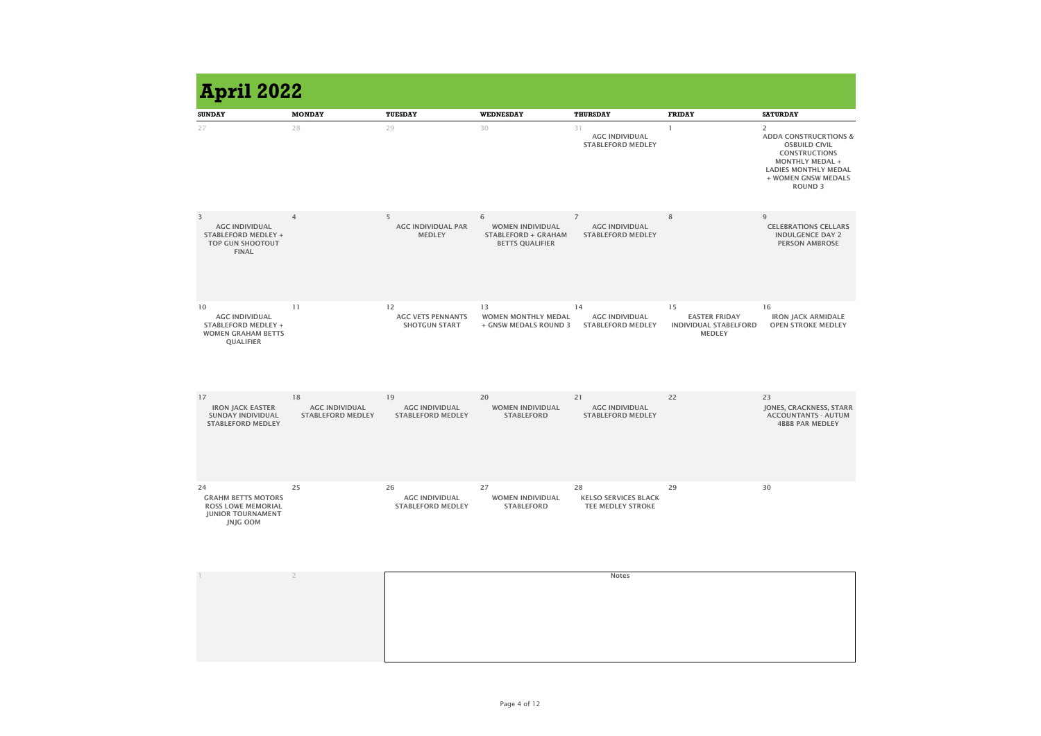# April 2022

| SUNDAY | MONDAY | TUESDAY | WEDNESDAY | THURSDAY | FRIDAY | SATURDAY |
|---|---|---|---|---|---|---|
| 27 | 28 | 29 | 30 | 31<br>AGC INDIVIDUAL STABLEFORD MEDLEY | 1 | 2<br>ADDA CONSTRUCRTIONS & OSBUILD CIVIL CONSTRUCTIONS MONTHLY MEDAL + LADIES MONTHLY MEDAL + WOMEN GNSW MEDALS ROUND 3 |
| 3<br>AGC INDIVIDUAL STABLEFORD MEDLEY + TOP GUN SHOOTOUT FINAL | 4 | 5<br>AGC INDIVIDUAL PAR MEDLEY | 6<br>WOMEN INDIVIDUAL STABLEFORD + GRAHAM BETTS QUALIFIER | 7<br>AGC INDIVIDUAL STABLEFORD MEDLEY | 8 | 9<br>CELEBRATIONS CELLARS INDULGENCE DAY 2 PERSON AMBROSE |
| 10<br>AGC INDIVIDUAL STABLEFORD MEDLEY + WOMEN GRAHAM BETTS QUALIFIER | 11 | 12<br>AGC VETS PENNANTS SHOTGUN START | 13<br>WOMEN MONTHLY MEDAL + GNSW MEDALS ROUND 3 | 14<br>AGC INDIVIDUAL STABLEFORD MEDLEY | 15<br>EASTER FRIDAY INDIVIDUAL STABELFORD MEDLEY | 16<br>IRON JACK ARMIDALE OPEN STROKE MEDLEY |
| 17<br>IRON JACK EASTER SUNDAY INDIVIDUAL STABLEFORD MEDLEY | 18<br>AGC INDIVIDUAL STABLEFORD MEDLEY | 19<br>AGC INDIVIDUAL STABLEFORD MEDLEY | 20<br>WOMEN INDIVIDUAL STABLEFORD | 21<br>AGC INDIVIDUAL STABLEFORD MEDLEY | 22 | 23<br>JONES, CRACKNESS, STARR ACCOUNTANTS - AUTUM 4BBB PAR MEDLEY |
| 24<br>GRAHM BETTS MOTORS ROSS LOWE MEMORIAL JUNIOR TOURNAMENT JNJG OOM | 25 | 26<br>AGC INDIVIDUAL STABLEFORD MEDLEY | 27<br>WOMEN INDIVIDUAL STABLEFORD | 28<br>KELSO SERVICES BLACK TEE MEDLEY STROKE | 29 | 30 |
| 1 | 2 | | | | | |

Notes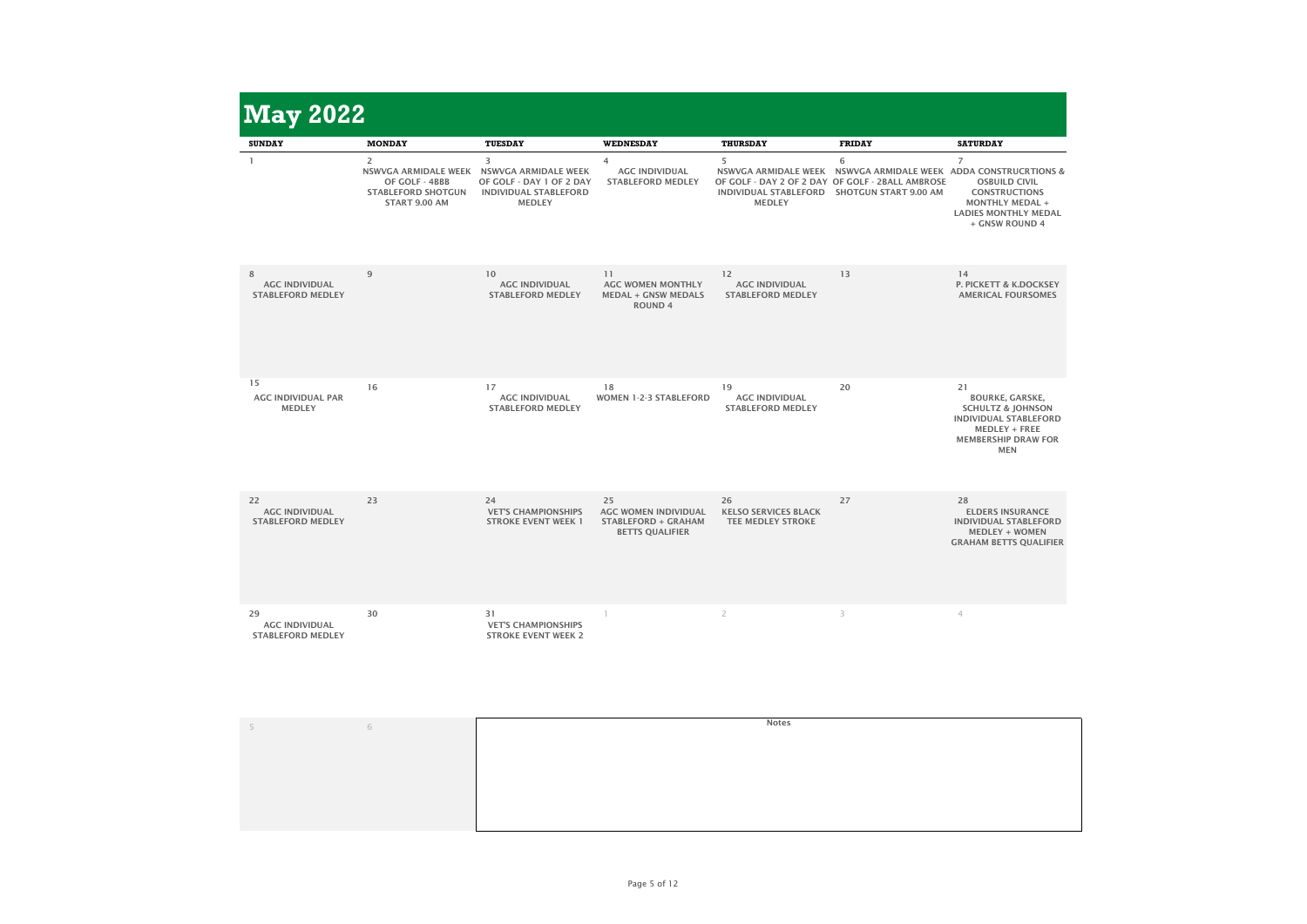# May 2022

| SUNDAY | MONDAY | TUESDAY | WEDNESDAY | THURSDAY | FRIDAY | SATURDAY |
|---|---|---|---|---|---|---|
| 1 | 2 NSWVGA ARMIDALE WEEK OF GOLF - 4BBB STABLEFORD SHOTGUN START 9.00 AM | 3 NSWVGA ARMIDALE WEEK OF GOLF - DAY 1 OF 2 DAY INDIVIDUAL STABLEFORD MEDLEY | 4 AGC INDIVIDUAL STABLEFORD MEDLEY | 5 NSWVGA ARMIDALE WEEK OF GOLF - DAY 2 OF 2 DAY INDIVIDUAL STABLEFORD MEDLEY | 6 NSWVGA ARMIDALE WEEK OF GOLF - 2BALL AMBROSE SHOTGUN START 9.00 AM | 7 ADDA CONSTRUCRTIONS & OSBUILD CIVIL CONSTRUCTIONS MONTHLY MEDAL + LADIES MONTHLY MEDAL + GNSW ROUND 4 |
| 8 AGC INDIVIDUAL STABLEFORD MEDLEY | 9 | 10 AGC INDIVIDUAL STABLEFORD MEDLEY | 11 AGC WOMEN MONTHLY MEDAL + GNSW MEDALS ROUND 4 | 12 AGC INDIVIDUAL STABLEFORD MEDLEY | 13 | 14 P. PICKETT & K.DOCKSEY AMERICAL FOURSOMES |
| 15 AGC INDIVIDUAL PAR MEDLEY | 16 | 17 AGC INDIVIDUAL STABLEFORD MEDLEY | 18 WOMEN 1-2-3 STABLEFORD | 19 AGC INDIVIDUAL STABLEFORD MEDLEY | 20 | 21 BOURKE, GARSKE, SCHULTZ & JOHNSON INDIVIDUAL STABLEFORD MEDLEY + FREE MEMBERSHIP DRAW FOR MEN |
| 22 AGC INDIVIDUAL STABLEFORD MEDLEY | 23 | 24 VET'S CHAMPIONSHIPS STROKE EVENT WEEK 1 | 25 AGC WOMEN INDIVIDUAL STABLEFORD + GRAHAM BETTS QUALIFIER | 26 KELSO SERVICES BLACK TEE MEDLEY STROKE | 27 | 28 ELDERS INSURANCE INDIVIDUAL STABLEFORD MEDLEY + WOMEN GRAHAM BETTS QUALIFIER |
| 29 AGC INDIVIDUAL STABLEFORD MEDLEY | 30 | 31 VET'S CHAMPIONSHIPS STROKE EVENT WEEK 2 | 1 | 2 | 3 | 4 |
| 5 | 6 | | | | | |

Notes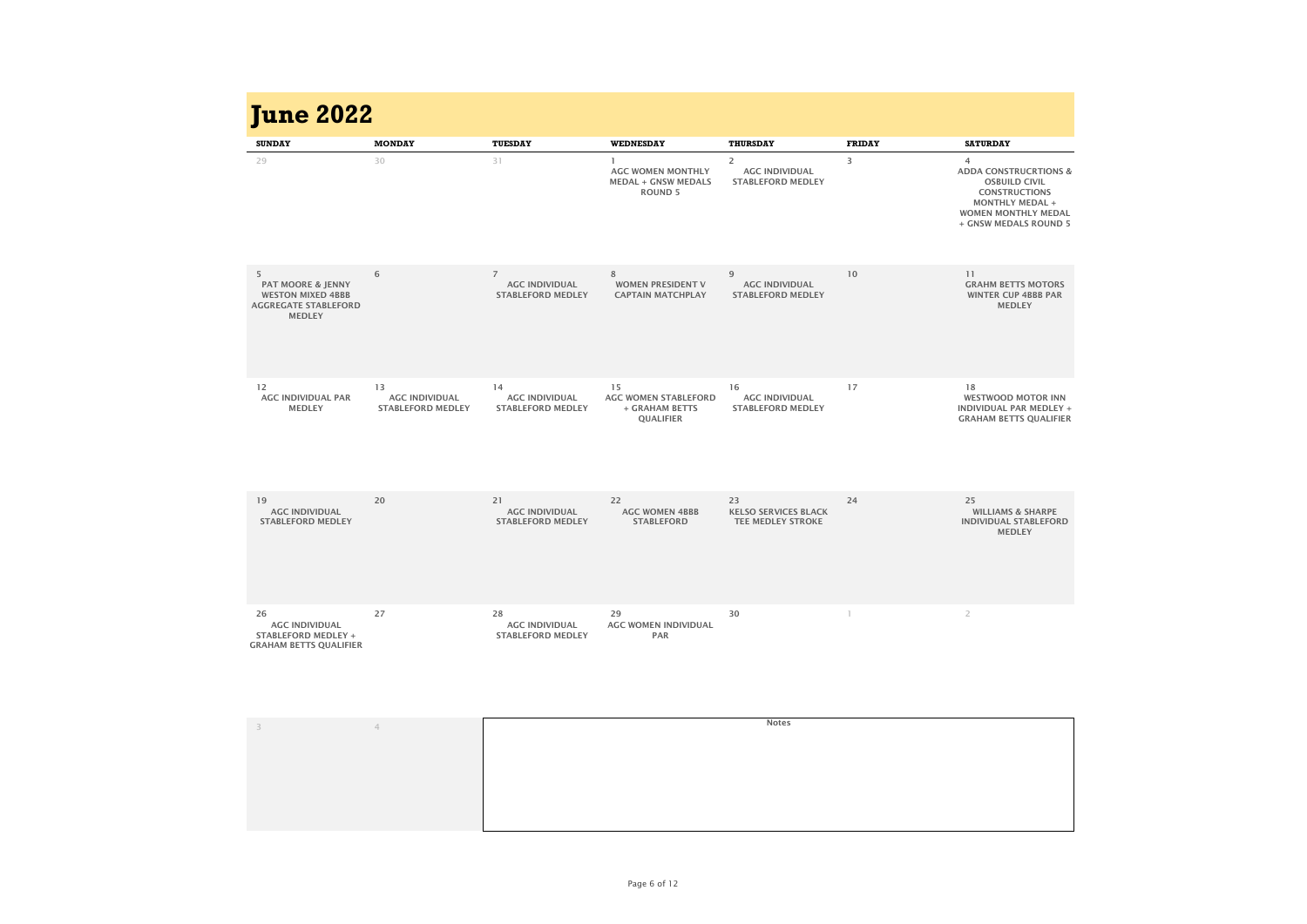# June 2022

| SUNDAY | MONDAY | TUESDAY | WEDNESDAY | THURSDAY | FRIDAY | SATURDAY |
|---|---|---|---|---|---|---|
| 29 | 30 | 31 | 1 AGC WOMEN MONTHLY MEDAL + GNSW MEDALS ROUND 5 | 2 AGC INDIVIDUAL STABLEFORD MEDLEY | 3 | 4 ADDA CONSTRUCRTIONS & OSBUILD CIVIL CONSTRUCTIONS MONTHLY MEDAL + WOMEN MONTHLY MEDAL + GNSW MEDALS ROUND 5 |
| 5 PAT MOORE & JENNY WESTON MIXED 4BBB AGGREGATE STABLEFORD MEDLEY | 6 | 7 AGC INDIVIDUAL STABLEFORD MEDLEY | 8 WOMEN PRESIDENT V CAPTAIN MATCHPLAY | 9 AGC INDIVIDUAL STABLEFORD MEDLEY | 10 | 11 GRAHM BETTS MOTORS WINTER CUP 4BBB PAR MEDLEY |
| 12 AGC INDIVIDUAL PAR MEDLEY | 13 AGC INDIVIDUAL STABLEFORD MEDLEY | 14 AGC INDIVIDUAL STABLEFORD MEDLEY | 15 AGC WOMEN STABLEFORD + GRAHAM BETTS QUALIFIER | 16 AGC INDIVIDUAL STABLEFORD MEDLEY | 17 | 18 WESTWOOD MOTOR INN INDIVIDUAL PAR MEDLEY + GRAHAM BETTS QUALIFIER |
| 19 AGC INDIVIDUAL STABLEFORD MEDLEY | 20 | 21 AGC INDIVIDUAL STABLEFORD MEDLEY | 22 AGC WOMEN 4BBB STABLEFORD | 23 KELSO SERVICES BLACK TEE MEDLEY STROKE | 24 | 25 WILLIAMS & SHARPE INDIVIDUAL STABLEFORD MEDLEY |
| 26 AGC INDIVIDUAL STABLEFORD MEDLEY + GRAHAM BETTS QUALIFIER | 27 | 28 AGC INDIVIDUAL STABLEFORD MEDLEY | 29 AGC WOMEN INDIVIDUAL PAR | 30 | 1 | 2 |
| 3 | 4 | | | | | |

Notes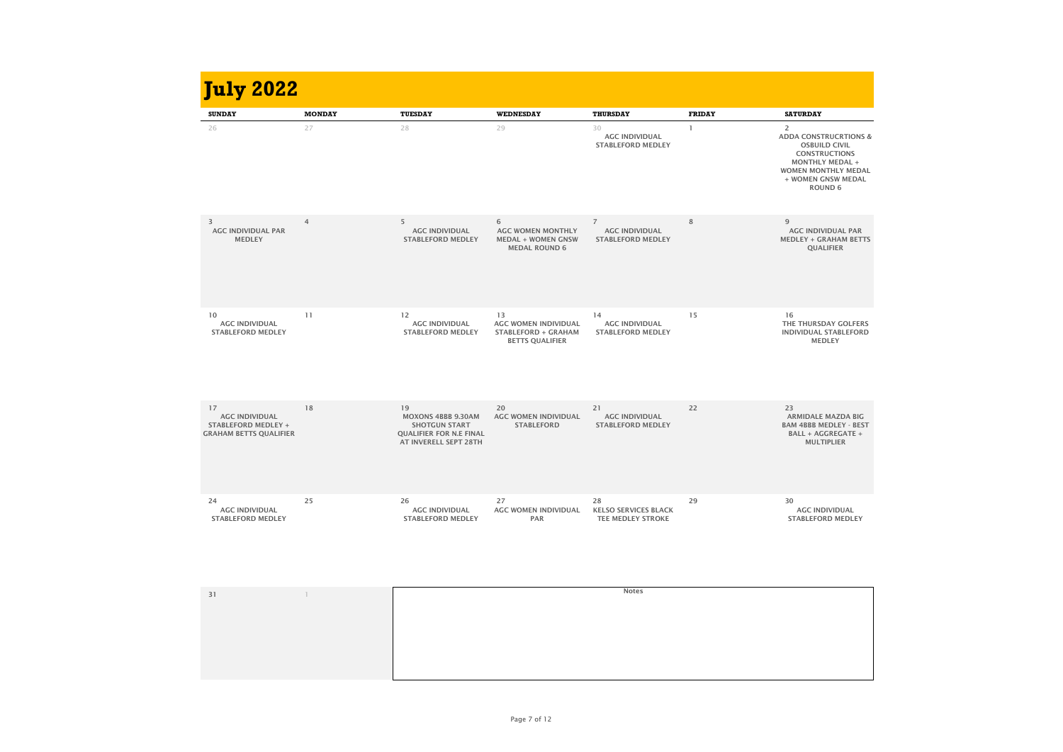# July 2022

| SUNDAY | MONDAY | TUESDAY | WEDNESDAY | THURSDAY | FRIDAY | SATURDAY |
|---|---|---|---|---|---|---|
| 26 | 27 | 28 | 29 | 30<br>AGC INDIVIDUAL STABLEFORD MEDLEY | 1 | 2<br>ADDA CONSTRUCRTIONS & OSBUILD CIVIL CONSTRUCTIONS MONTHLY MEDAL + WOMEN MONTHLY MEDAL + WOMEN GNSW MEDAL ROUND 6 |
| 3<br>AGC INDIVIDUAL PAR MEDLEY | 4 | 5<br>AGC INDIVIDUAL STABLEFORD MEDLEY | 6<br>AGC WOMEN MONTHLY MEDAL + WOMEN GNSW MEDAL ROUND 6 | 7<br>AGC INDIVIDUAL STABLEFORD MEDLEY | 8 | 9<br>AGC INDIVIDUAL PAR MEDLEY + GRAHAM BETTS QUALIFIER |
| 10<br>AGC INDIVIDUAL STABLEFORD MEDLEY | 11 | 12<br>AGC INDIVIDUAL STABLEFORD MEDLEY | 13<br>AGC WOMEN INDIVIDUAL STABLEFORD + GRAHAM BETTS QUALIFIER | 14<br>AGC INDIVIDUAL STABLEFORD MEDLEY | 15 | 16<br>THE THURSDAY GOLFERS INDIVIDUAL STABLEFORD MEDLEY |
| 17<br>AGC INDIVIDUAL STABLEFORD MEDLEY + GRAHAM BETTS QUALIFIER | 18 | 19<br>MOXONS 4BBB 9.30AM SHOTGUN START QUALIFIER FOR N.E FINAL AT INVERELL SEPT 28TH | 20<br>AGC WOMEN INDIVIDUAL STABLEFORD | 21<br>AGC INDIVIDUAL STABLEFORD MEDLEY | 22 | 23<br>ARMIDALE MAZDA BIG BAM 4BBB MEDLEY - BEST BALL + AGGREGATE + MULTIPLIER |
| 24<br>AGC INDIVIDUAL STABLEFORD MEDLEY | 25 | 26<br>AGC INDIVIDUAL STABLEFORD MEDLEY | 27<br>AGC WOMEN INDIVIDUAL PAR | 28<br>KELSO SERVICES BLACK TEE MEDLEY STROKE | 29 | 30<br>AGC INDIVIDUAL STABLEFORD MEDLEY |
| 31 | 1 | | | | | |

Notes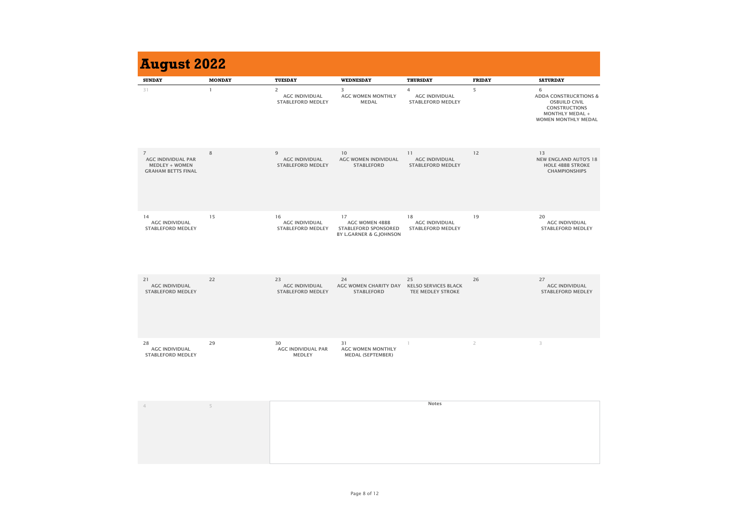# August 2022

| SUNDAY | MONDAY | TUESDAY | WEDNESDAY | THURSDAY | FRIDAY | SATURDAY |
|---|---|---|---|---|---|---|
| 31 | 1 | 2 AGC INDIVIDUAL STABLEFORD MEDLEY | 3 AGC WOMEN MONTHLY MEDAL | 4 AGC INDIVIDUAL STABLEFORD MEDLEY | 5 | 6 ADDA CONSTRUCRTIONS & OSBUILD CIVIL CONSTRUCTIONS MONTHLY MEDAL + WOMEN MONTHLY MEDAL |
| 7 AGC INDIVIDUAL PAR MEDLEY + WOMEN GRAHAM BETTS FINAL | 8 | 9 AGC INDIVIDUAL STABLEFORD MEDLEY | 10 AGC WOMEN INDIVIDUAL STABLEFORD | 11 AGC INDIVIDUAL STABLEFORD MEDLEY | 12 | 13 NEW ENGLAND AUTO'S 18 HOLE 4BBB STROKE CHAMPIONSHIPS |
| 14 AGC INDIVIDUAL STABLEFORD MEDLEY | 15 | 16 AGC INDIVIDUAL STABLEFORD MEDLEY | 17 AGC WOMEN 4BBB STABLEFORD SPONSORED BY L.GARNER & G.JOHNSON | 18 AGC INDIVIDUAL STABLEFORD MEDLEY | 19 | 20 AGC INDIVIDUAL STABLEFORD MEDLEY |
| 21 AGC INDIVIDUAL STABLEFORD MEDLEY | 22 | 23 AGC INDIVIDUAL STABLEFORD MEDLEY | 24 AGC WOMEN CHARITY DAY STABLEFORD | 25 KELSO SERVICES BLACK TEE MEDLEY STROKE | 26 | 27 AGC INDIVIDUAL STABLEFORD MEDLEY |
| 28 AGC INDIVIDUAL STABLEFORD MEDLEY | 29 | 30 AGC INDIVIDUAL PAR MEDLEY | 31 AGC WOMEN MONTHLY MEDAL (SEPTEMBER) | 1 | 2 | 3 |
| 4 | 5 | | | | | |

Notes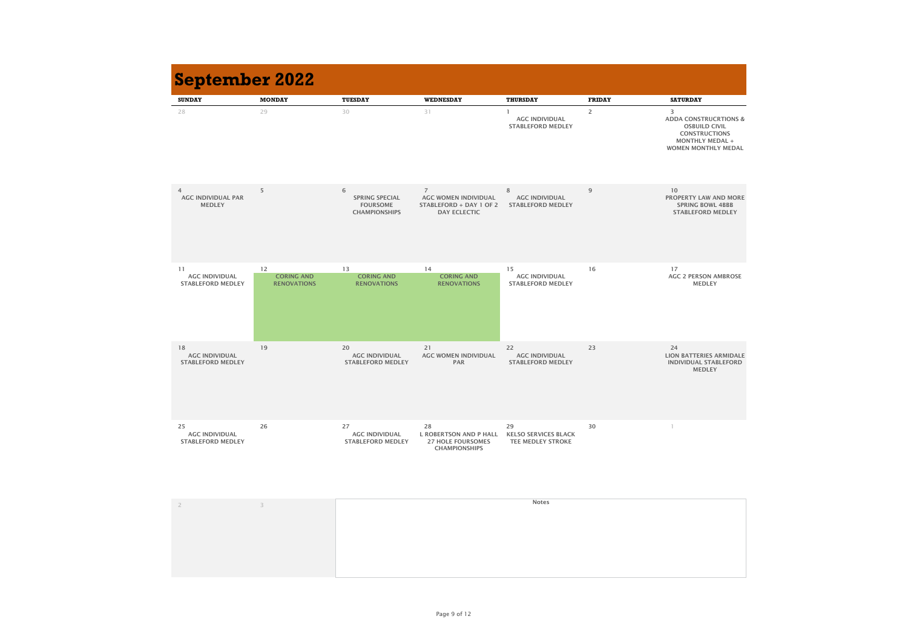# September 2022

| SUNDAY | MONDAY | TUESDAY | WEDNESDAY | THURSDAY | FRIDAY | SATURDAY |
|---|---|---|---|---|---|---|
| 28 | 29 | 30 | 31 | 1 AGC INDIVIDUAL STABLEFORD MEDLEY | 2 | 3 ADDA CONSTRUCRTIONS & OSBUILD CIVIL CONSTRUCTIONS MONTHLY MEDAL + WOMEN MONTHLY MEDAL |
| 4 AGC INDIVIDUAL PAR MEDLEY | 5 | 6 SPRING SPECIAL FOURSOME CHAMPIONSHIPS | 7 AGC WOMEN INDIVIDUAL STABLEFORD + DAY 1 OF 2 DAY ECLECTIC | 8 AGC INDIVIDUAL STABLEFORD MEDLEY | 9 | 10 PROPERTY LAW AND MORE SPRING BOWL 4BBB STABLEFORD MEDLEY |
| 11 AGC INDIVIDUAL STABLEFORD MEDLEY | 12 CORING AND RENOVATIONS | 13 CORING AND RENOVATIONS | 14 CORING AND RENOVATIONS | 15 AGC INDIVIDUAL STABLEFORD MEDLEY | 16 | 17 AGC 2 PERSON AMBROSE MEDLEY |
| 18 AGC INDIVIDUAL STABLEFORD MEDLEY | 19 | 20 AGC INDIVIDUAL STABLEFORD MEDLEY | 21 AGC WOMEN INDIVIDUAL PAR | 22 AGC INDIVIDUAL STABLEFORD MEDLEY | 23 | 24 LION BATTERIES ARMIDALE INDIVIDUAL STABLEFORD MEDLEY |
| 25 AGC INDIVIDUAL STABLEFORD MEDLEY | 26 | 27 AGC INDIVIDUAL STABLEFORD MEDLEY | 28 L ROBERTSON AND P HALL 27 HOLE FOURSOMES CHAMPIONSHIPS | 29 KELSO SERVICES BLACK TEE MEDLEY STROKE | 30 | 1 |
| 2 | 3 | | | | | |

Notes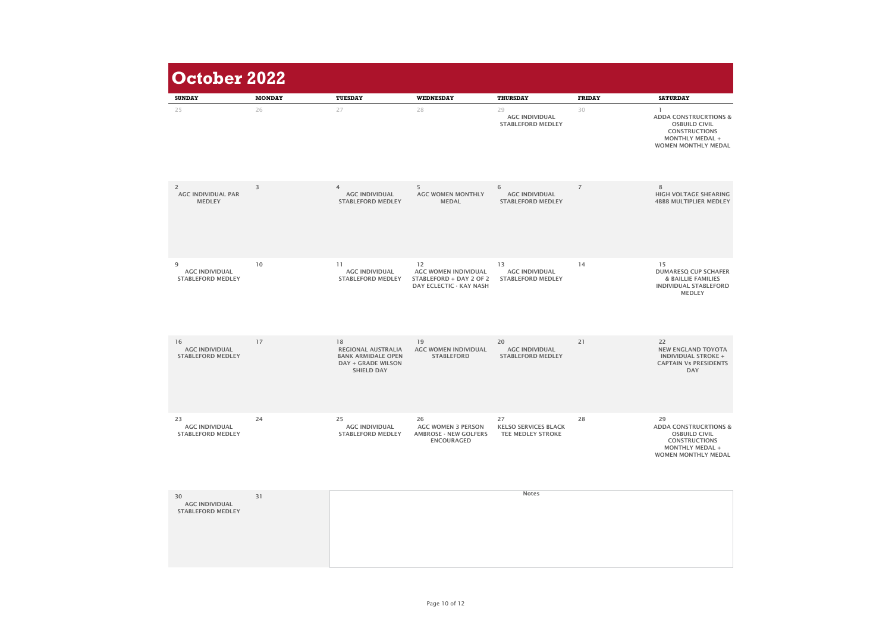# October 2022

| SUNDAY | MONDAY | TUESDAY | WEDNESDAY | THURSDAY | FRIDAY | SATURDAY |
|---|---|---|---|---|---|---|
| 25 | 26 | 27 | 28 | 29 AGC INDIVIDUAL STABLEFORD MEDLEY | 30 | 1 ADDA CONSTRUCRTIONS & OSBUILD CIVIL CONSTRUCTIONS MONTHLY MEDAL + WOMEN MONTHLY MEDAL |
| 2 AGC INDIVIDUAL PAR MEDLEY | 3 | 4 AGC INDIVIDUAL STABLEFORD MEDLEY | 5 AGC WOMEN MONTHLY MEDAL | 6 AGC INDIVIDUAL STABLEFORD MEDLEY | 7 | 8 HIGH VOLTAGE SHEARING 4BBB MULTIPLIER MEDLEY |
| 9 AGC INDIVIDUAL STABLEFORD MEDLEY | 10 | 11 AGC INDIVIDUAL STABLEFORD MEDLEY | 12 AGC WOMEN INDIVIDUAL STABLEFORD + DAY 2 OF 2 DAY ECLECTIC - KAY NASH | 13 AGC INDIVIDUAL STABLEFORD MEDLEY | 14 | 15 DUMARESQ CUP SCHAFER & BAILLIE FAMILIES INDIVIDUAL STABLEFORD MEDLEY |
| 16 AGC INDIVIDUAL STABLEFORD MEDLEY | 17 | 18 REGIONAL AUSTRALIA BANK ARMIDALE OPEN DAY + GRADE WILSON SHIELD DAY | 19 AGC WOMEN INDIVIDUAL STABLEFORD | 20 AGC INDIVIDUAL STABLEFORD MEDLEY | 21 | 22 NEW ENGLAND TOYOTA INDIVIDUAL STROKE + CAPTAIN Vs PRESIDENTS DAY |
| 23 AGC INDIVIDUAL STABLEFORD MEDLEY | 24 | 25 AGC INDIVIDUAL STABLEFORD MEDLEY | 26 AGC WOMEN 3 PERSON AMBROSE - NEW GOLFERS ENCOURAGED | 27 KELSO SERVICES BLACK TEE MEDLEY STROKE | 28 | 29 ADDA CONSTRUCRTIONS & OSBUILD CIVIL CONSTRUCTIONS MONTHLY MEDAL + WOMEN MONTHLY MEDAL |
| 30 AGC INDIVIDUAL STABLEFORD MEDLEY | 31 | Notes | | | | |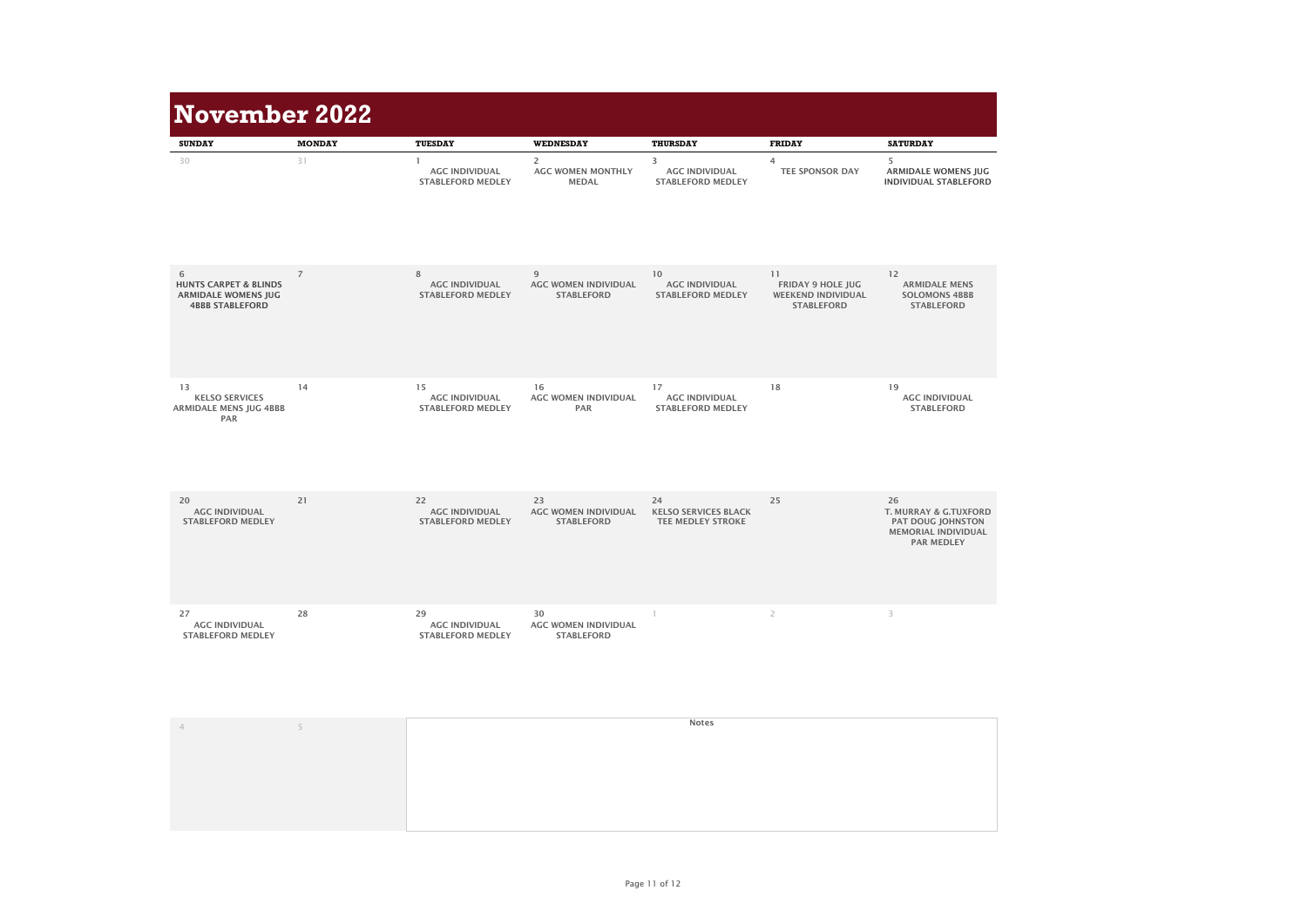# November 2022

| SUNDAY | MONDAY | TUESDAY | WEDNESDAY | THURSDAY | FRIDAY | SATURDAY |
|---|---|---|---|---|---|---|
| 30 | 31 | 1 AGC INDIVIDUAL STABLEFORD MEDLEY | 2 AGC WOMEN MONTHLY MEDAL | 3 AGC INDIVIDUAL STABLEFORD MEDLEY | 4 TEE SPONSOR DAY | 5 ARMIDALE WOMENS JUG INDIVIDUAL STABLEFORD |
| 6 HUNTS CARPET & BLINDS ARMIDALE WOMENS JUG 4BBB STABLEFORD | 7 | 8 AGC INDIVIDUAL STABLEFORD MEDLEY | 9 AGC WOMEN INDIVIDUAL STABLEFORD | 10 AGC INDIVIDUAL STABLEFORD MEDLEY | 11 FRIDAY 9 HOLE JUG WEEKEND INDIVIDUAL STABLEFORD | 12 ARMIDALE MENS SOLOMONS 4BBB STABLEFORD |
| 13 KELSO SERVICES ARMIDALE MENS JUG 4BBB PAR | 14 | 15 AGC INDIVIDUAL STABLEFORD MEDLEY | 16 AGC WOMEN INDIVIDUAL PAR | 17 AGC INDIVIDUAL STABLEFORD MEDLEY | 18 | 19 AGC INDIVIDUAL STABLEFORD |
| 20 AGC INDIVIDUAL STABLEFORD MEDLEY | 21 | 22 AGC INDIVIDUAL STABLEFORD MEDLEY | 23 AGC WOMEN INDIVIDUAL STABLEFORD | 24 KELSO SERVICES BLACK TEE MEDLEY STROKE | 25 | 26 T. MURRAY & G.TUXFORD PAT DOUG JOHNSTON MEMORIAL INDIVIDUAL PAR MEDLEY |
| 27 AGC INDIVIDUAL STABLEFORD MEDLEY | 28 | 29 AGC INDIVIDUAL STABLEFORD MEDLEY | 30 AGC WOMEN INDIVIDUAL STABLEFORD | 1 | 2 | 3 |
| 4 | 5 | | | | | |

Notes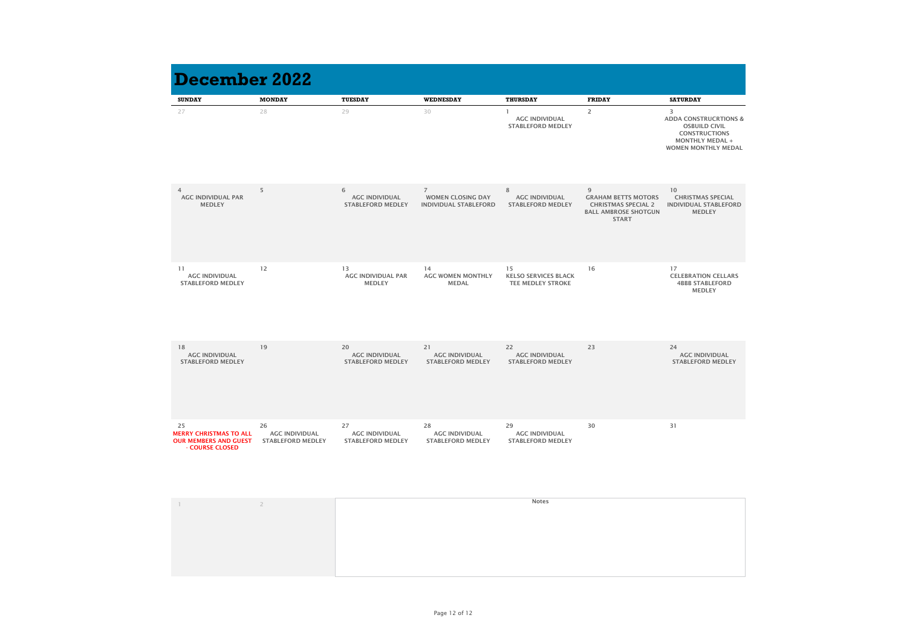# December 2022

| SUNDAY | MONDAY | TUESDAY | WEDNESDAY | THURSDAY | FRIDAY | SATURDAY |
| --- | --- | --- | --- | --- | --- | --- |
| 27 | 28 | 29 | 30 | 1 AGC INDIVIDUAL STABLEFORD MEDLEY | 2 | 3 ADDA CONSTRUCRTIONS & OSBUILD CIVIL CONSTRUCTIONS MONTHLY MEDAL + WOMEN MONTHLY MEDAL |
| 4 AGC INDIVIDUAL PAR MEDLEY | 5 | 6 AGC INDIVIDUAL STABLEFORD MEDLEY | 7 WOMEN CLOSING DAY INDIVIDUAL STABLEFORD | 8 AGC INDIVIDUAL STABLEFORD MEDLEY | 9 GRAHAM BETTS MOTORS CHRISTMAS SPECIAL 2 BALL AMBROSE SHOTGUN START | 10 CHRISTMAS SPECIAL INDIVIDUAL STABLEFORD MEDLEY |
| 11 AGC INDIVIDUAL STABLEFORD MEDLEY | 12 | 13 AGC INDIVIDUAL PAR MEDLEY | 14 AGC WOMEN MONTHLY MEDAL | 15 KELSO SERVICES BLACK TEE MEDLEY STROKE | 16 | 17 CELEBRATION CELLARS 4BBB STABLEFORD MEDLEY |
| 18 AGC INDIVIDUAL STABLEFORD MEDLEY | 19 | 20 AGC INDIVIDUAL STABLEFORD MEDLEY | 21 AGC INDIVIDUAL STABLEFORD MEDLEY | 22 AGC INDIVIDUAL STABLEFORD MEDLEY | 23 | 24 AGC INDIVIDUAL STABLEFORD MEDLEY |
| 25 MERRY CHRISTMAS TO ALL OUR MEMBERS AND GUEST - COURSE CLOSED | 26 AGC INDIVIDUAL STABLEFORD MEDLEY | 27 AGC INDIVIDUAL STABLEFORD MEDLEY | 28 AGC INDIVIDUAL STABLEFORD MEDLEY | 29 AGC INDIVIDUAL STABLEFORD MEDLEY | 30 | 31 |
| 1 | 2 | | | | | |

Notes